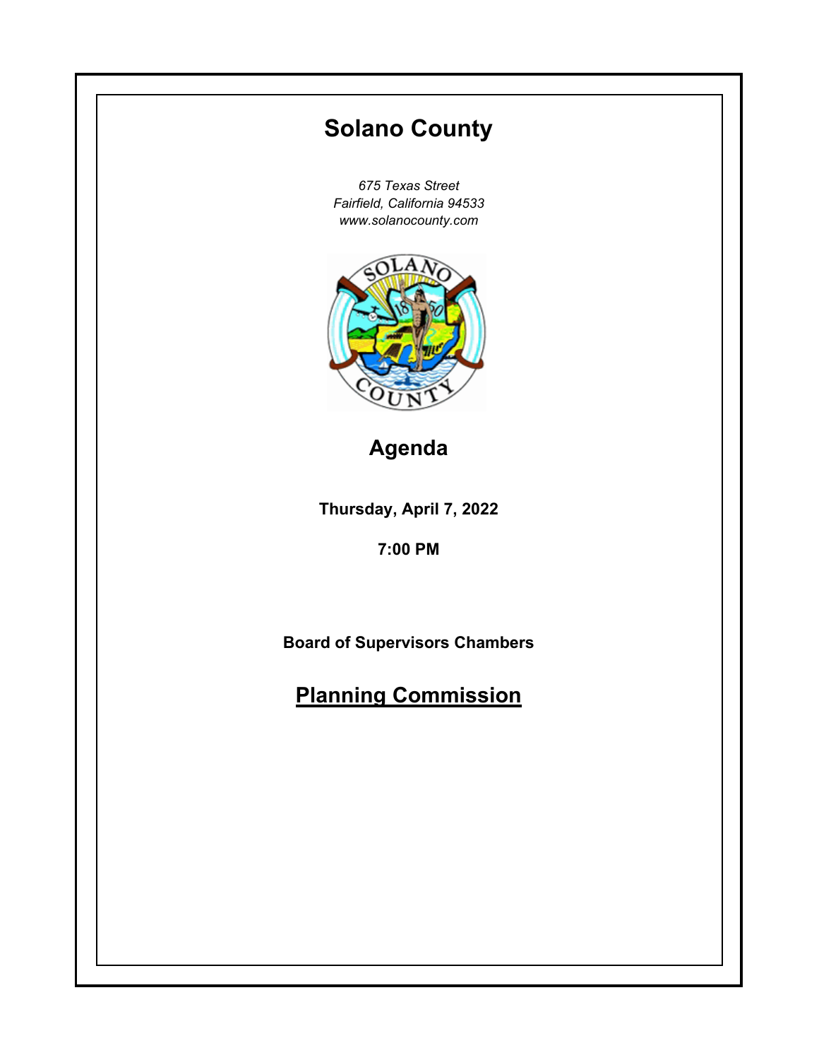# Solano County

*675 Texas Street*
*Fairfield, California 94533*
*www.solanocounty.com*

## Agenda

**Thursday, April 7, 2022**

**7:00 PM**

**Board of Supervisors Chambers**

## Planning Commission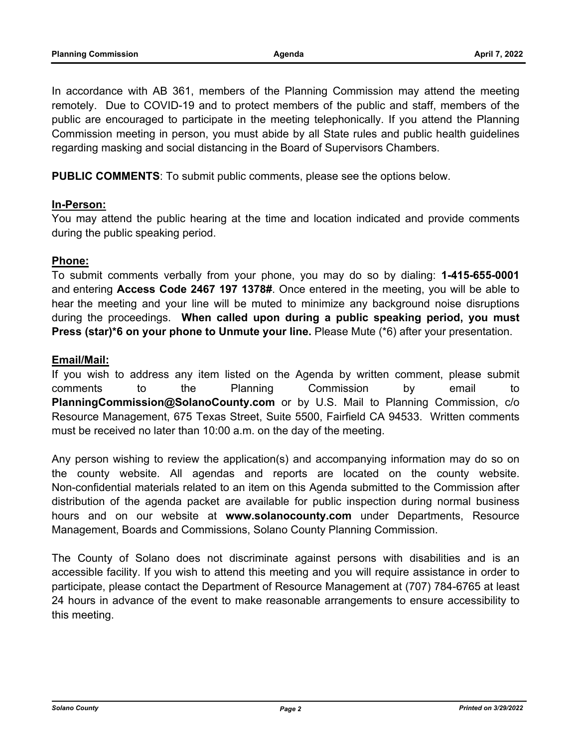In accordance with AB 361, members of the Planning Commission may attend the meeting remotely. Due to COVID-19 and to protect members of the public and staff, members of the public are encouraged to participate in the meeting telephonically. If you attend the Planning Commission meeting in person, you must abide by all State rules and public health guidelines regarding masking and social distancing in the Board of Supervisors Chambers.

**PUBLIC COMMENTS**: To submit public comments, please see the options below.

**In-Person:**

You may attend the public hearing at the time and location indicated and provide comments during the public speaking period.

**Phone:**

To submit comments verbally from your phone, you may do so by dialing: **1-415-655-0001** and entering **Access Code 2467 197 1378#**. Once entered in the meeting, you will be able to hear the meeting and your line will be muted to minimize any background noise disruptions during the proceedings. **When called upon during a public speaking period, you must Press (star)*6 on your phone to Unmute your line.** Please Mute (*6) after your presentation.

**Email/Mail:**

If you wish to address any item listed on the Agenda by written comment, please submit comments to the Planning Commission by email to **PlanningCommission@SolanoCounty.com** or by U.S. Mail to Planning Commission, c/o Resource Management, 675 Texas Street, Suite 5500, Fairfield CA 94533. Written comments must be received no later than 10:00 a.m. on the day of the meeting.

Any person wishing to review the application(s) and accompanying information may do so on the county website. All agendas and reports are located on the county website. Non-confidential materials related to an item on this Agenda submitted to the Commission after distribution of the agenda packet are available for public inspection during normal business hours and on our website at **www.solanocounty.com** under Departments, Resource Management, Boards and Commissions, Solano County Planning Commission.

The County of Solano does not discriminate against persons with disabilities and is an accessible facility. If you wish to attend this meeting and you will require assistance in order to participate, please contact the Department of Resource Management at (707) 784-6765 at least 24 hours in advance of the event to make reasonable arrangements to ensure accessibility to this meeting.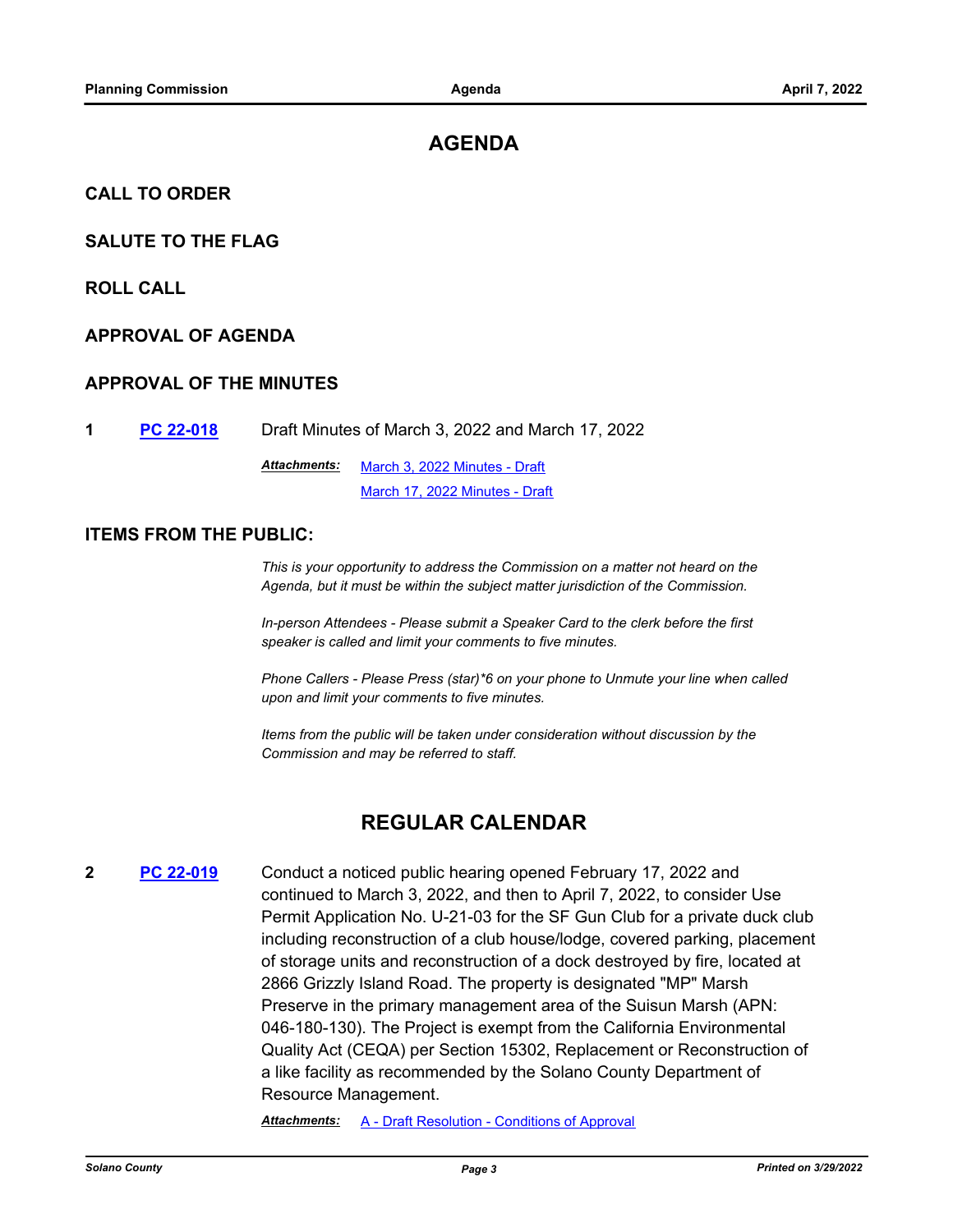# AGENDA

## CALL TO ORDER

## SALUTE TO THE FLAG

## ROLL CALL

## APPROVAL OF AGENDA

## APPROVAL OF THE MINUTES

**1** **PC 22-018** Draft Minutes of March 3, 2022 and March 17, 2022

***Attachments:*** March 3, 2022 Minutes - Draft
March 17, 2022 Minutes - Draft

## ITEMS FROM THE PUBLIC:

*This is your opportunity to address the Commission on a matter not heard on the Agenda, but it must be within the subject matter jurisdiction of the Commission.*

*In-person Attendees - Please submit a Speaker Card to the clerk before the first speaker is called and limit your comments to five minutes.*

*Phone Callers - Please Press (star)*6 on your phone to Unmute your line when called upon and limit your comments to five minutes.*

*Items from the public will be taken under consideration without discussion by the Commission and may be referred to staff.*

# REGULAR CALENDAR

**2** **PC 22-019** Conduct a noticed public hearing opened February 17, 2022 and continued to March 3, 2022, and then to April 7, 2022, to consider Use Permit Application No. U-21-03 for the SF Gun Club for a private duck club including reconstruction of a club house/lodge, covered parking, placement of storage units and reconstruction of a dock destroyed by fire, located at 2866 Grizzly Island Road. The property is designated "MP" Marsh Preserve in the primary management area of the Suisun Marsh (APN: 046-180-130). The Project is exempt from the California Environmental Quality Act (CEQA) per Section 15302, Replacement or Reconstruction of a like facility as recommended by the Solano County Department of Resource Management.

***Attachments:*** A - Draft Resolution - Conditions of Approval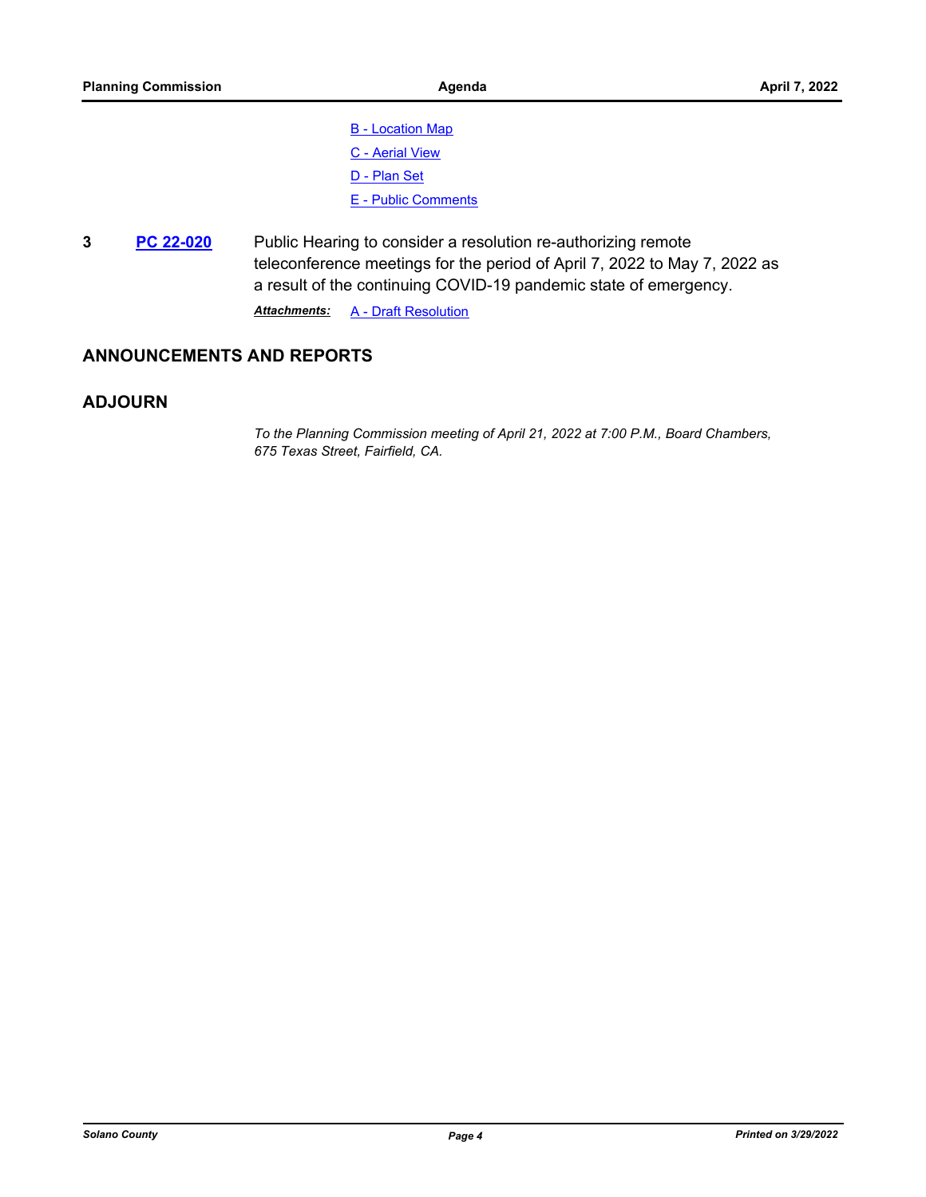B - Location Map

C - Aerial View

D - Plan Set

E - Public Comments

**3** **PC 22-020** Public Hearing to consider a resolution re-authorizing remote teleconference meetings for the period of April 7, 2022 to May 7, 2022 as a result of the continuing COVID-19 pandemic state of emergency.

***Attachments:*** A - Draft Resolution

## ANNOUNCEMENTS AND REPORTS

## ADJOURN

*To the Planning Commission meeting of April 21, 2022 at 7:00 P.M., Board Chambers, 675 Texas Street, Fairfield, CA.*